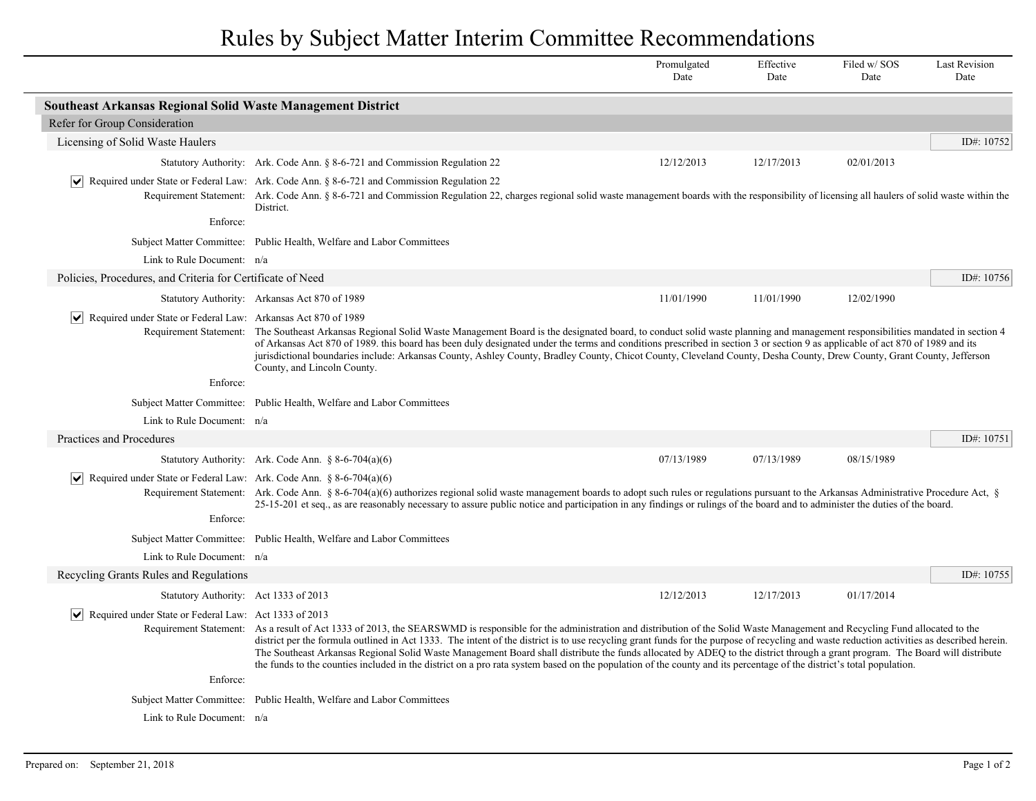# Rules by Subject Matter Interim Committee Recommendations

| | Promulgated Date | Effective Date | Filed w/ SOS Date | Last Revision Date |
|---|---|---|---|---|

## Southeast Arkansas Regional Solid Waste Management District

### Refer for Group Consideration

#### Licensing of Solid Waste Haulers

ID#: 10752

| | Promulgated Date | Effective Date | Filed w/ SOS Date | Last Revision Date |
|---|---|---|---|---|
| Statutory Authority: Ark. Code Ann. § 8-6-721 and Commission Regulation 22 | 12/12/2013 | 12/17/2013 | 02/01/2013 | |

☑ Required under State or Federal Law: Ark. Code Ann. § 8-6-721 and Commission Regulation 22

Requirement Statement: Ark. Code Ann. § 8-6-721 and Commission Regulation 22, charges regional solid waste management boards with the responsibility of licensing all haulers of solid waste within the District.

Enforce:

Subject Matter Committee: Public Health, Welfare and Labor Committees

Link to Rule Document: n/a

#### Policies, Procedures, and Criteria for Certificate of Need

ID#: 10756

| | Promulgated Date | Effective Date | Filed w/ SOS Date | Last Revision Date |
|---|---|---|---|---|
| Statutory Authority: Arkansas Act 870 of 1989 | 11/01/1990 | 11/01/1990 | 12/02/1990 | |

☑ Required under State or Federal Law: Arkansas Act 870 of 1989

Requirement Statement: The Southeast Arkansas Regional Solid Waste Management Board is the designated board, to conduct solid waste planning and management responsibilities mandated in section 4 of Arkansas Act 870 of 1989. this board has been duly designated under the terms and conditions prescribed in section 3 or section 9 as applicable of act 870 of 1989 and its jurisdictional boundaries include: Arkansas County, Ashley County, Bradley County, Chicot County, Cleveland County, Desha County, Drew County, Grant County, Jefferson County, and Lincoln County.

Enforce:

Subject Matter Committee: Public Health, Welfare and Labor Committees

Link to Rule Document: n/a

#### Practices and Procedures

ID#: 10751

| | Promulgated Date | Effective Date | Filed w/ SOS Date | Last Revision Date |
|---|---|---|---|---|
| Statutory Authority: Ark. Code Ann. § 8-6-704(a)(6) | 07/13/1989 | 07/13/1989 | 08/15/1989 | |

☑ Required under State or Federal Law: Ark. Code Ann. § 8-6-704(a)(6)

Requirement Statement: Ark. Code Ann. § 8-6-704(a)(6) authorizes regional solid waste management boards to adopt such rules or regulations pursuant to the Arkansas Administrative Procedure Act, § 25-15-201 et seq., as are reasonably necessary to assure public notice and participation in any findings or rulings of the board and to administer the duties of the board.

Enforce:

Subject Matter Committee: Public Health, Welfare and Labor Committees

Link to Rule Document: n/a

#### Recycling Grants Rules and Regulations

ID#: 10755

| | Promulgated Date | Effective Date | Filed w/ SOS Date | Last Revision Date |
|---|---|---|---|---|
| Statutory Authority: Act 1333 of 2013 | 12/12/2013 | 12/17/2013 | 01/17/2014 | |

☑ Required under State or Federal Law: Act 1333 of 2013

Requirement Statement: As a result of Act 1333 of 2013, the SEARSWMD is responsible for the administration and distribution of the Solid Waste Management and Recycling Fund allocated to the district per the formula outlined in Act 1333. The intent of the district is to use recycling grant funds for the purpose of recycling and waste reduction activities as described herein. The Southeast Arkansas Regional Solid Waste Management Board shall distribute the funds allocated by ADEQ to the district through a grant program. The Board will distribute the funds to the counties included in the district on a pro rata system based on the population of the county and its percentage of the district's total population.

Enforce:

Subject Matter Committee: Public Health, Welfare and Labor Committees

Link to Rule Document: n/a

Prepared on: September 21, 2018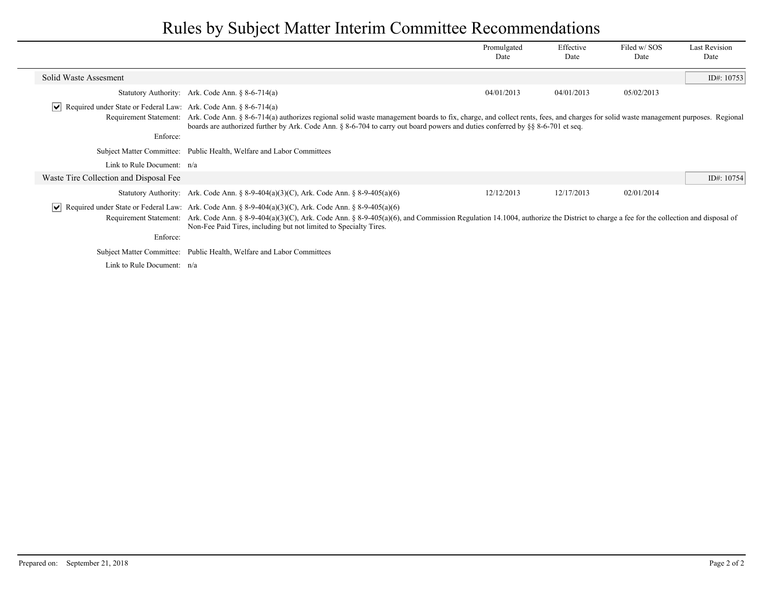# Rules by Subject Matter Interim Committee Recommendations

| | | Promulgated Date | Effective Date | Filed w/ SOS Date | Last Revision Date |
|---|---|---|---|---|---|
| **Solid Waste Assesment** | | | | | ID#: 10753 |
| Statutory Authority: | Ark. Code Ann. § 8-6-714(a) | 04/01/2013 | 04/01/2013 | 05/02/2013 | |

☑ Required under State or Federal Law: Ark. Code Ann. § 8-6-714(a)

Requirement Statement: Ark. Code Ann. § 8-6-714(a) authorizes regional solid waste management boards to fix, charge, and collect rents, fees, and charges for solid waste management purposes. Regional boards are authorized further by Ark. Code Ann. § 8-6-704 to carry out board powers and duties conferred by §§ 8-6-701 et seq.

Enforce:

Subject Matter Committee: Public Health, Welfare and Labor Committees

Link to Rule Document: n/a

| | | Promulgated Date | Effective Date | Filed w/ SOS Date | Last Revision Date |
|---|---|---|---|---|---|
| **Waste Tire Collection and Disposal Fee** | | | | | ID#: 10754 |
| Statutory Authority: | Ark. Code Ann. § 8-9-404(a)(3)(C), Ark. Code Ann. § 8-9-405(a)(6) | 12/12/2013 | 12/17/2013 | 02/01/2014 | |

☑ Required under State or Federal Law: Ark. Code Ann. § 8-9-404(a)(3)(C), Ark. Code Ann. § 8-9-405(a)(6)

Requirement Statement: Ark. Code Ann. § 8-9-404(a)(3)(C), Ark. Code Ann. § 8-9-405(a)(6), and Commission Regulation 14.1004, authorize the District to charge a fee for the collection and disposal of Non-Fee Paid Tires, including but not limited to Specialty Tires.

Enforce:

Subject Matter Committee: Public Health, Welfare and Labor Committees

Link to Rule Document: n/a

Prepared on: September 21, 2018